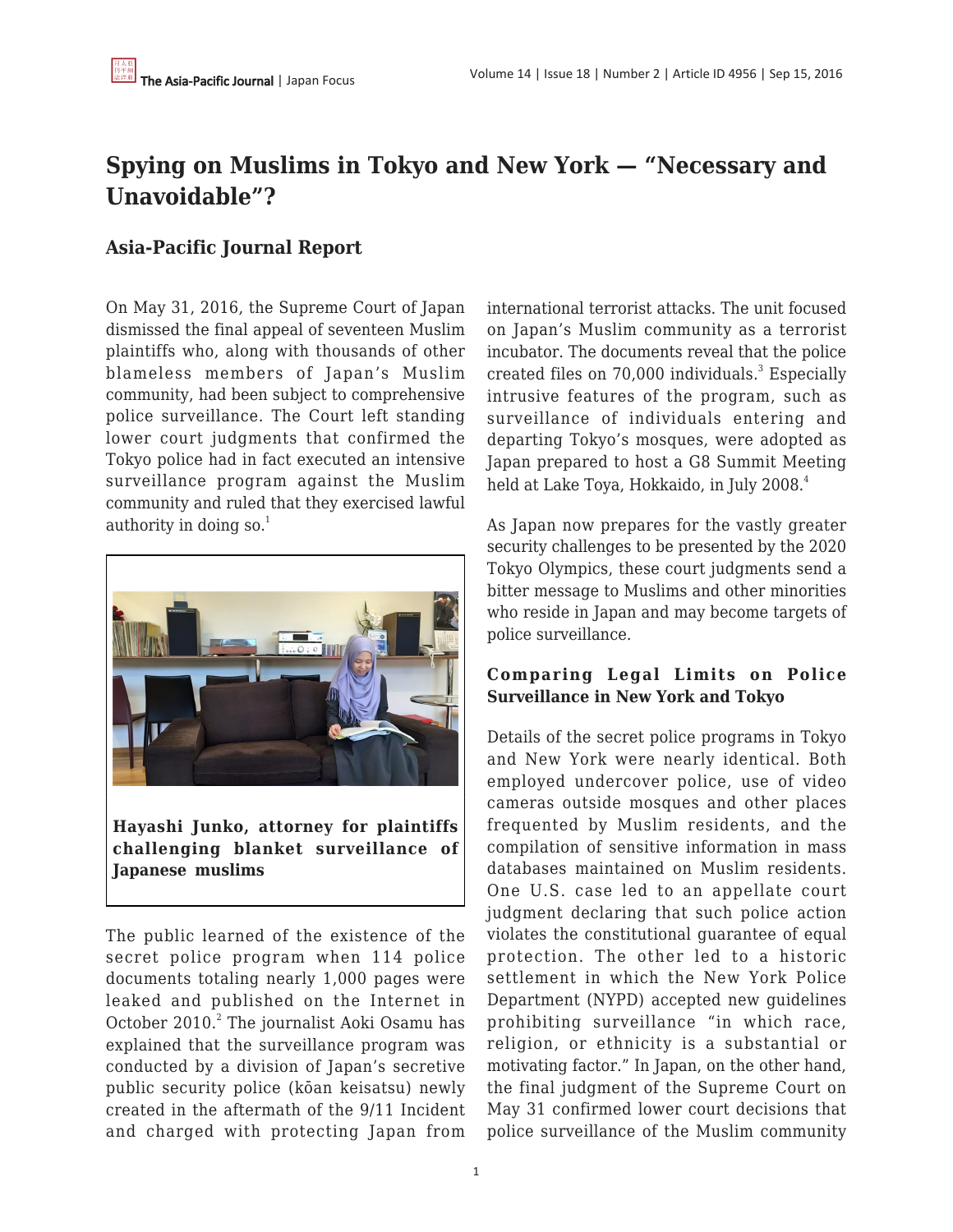# Spying on Muslims in Tokyo and New York — "Necessary and Unavoidable"?

## Asia-Pacific Journal Report

On May 31, 2016, the Supreme Court of Japan dismissed the final appeal of seventeen Muslim plaintiffs who, along with thousands of other blameless members of Japan's Muslim community, had been subject to comprehensive police surveillance. The Court left standing lower court judgments that confirmed the Tokyo police had in fact executed an intensive surveillance program against the Muslim community and ruled that they exercised lawful authority in doing so.[1]

**Hayashi Junko, attorney for plaintiffs challenging blanket surveillance of Japanese muslims**

The public learned of the existence of the secret police program when 114 police documents totaling nearly 1,000 pages were leaked and published on the Internet in October 2010.[2] The journalist Aoki Osamu has explained that the surveillance program was conducted by a division of Japan's secretive public security police (kōan keisatsu) newly created in the aftermath of the 9/11 Incident and charged with protecting Japan from international terrorist attacks. The unit focused on Japan's Muslim community as a terrorist incubator. The documents reveal that the police created files on 70,000 individuals.[3] Especially intrusive features of the program, such as surveillance of individuals entering and departing Tokyo's mosques, were adopted as Japan prepared to host a G8 Summit Meeting held at Lake Toya, Hokkaido, in July 2008.[4]

As Japan now prepares for the vastly greater security challenges to be presented by the 2020 Tokyo Olympics, these court judgments send a bitter message to Muslims and other minorities who reside in Japan and may become targets of police surveillance.

### Comparing Legal Limits on Police Surveillance in New York and Tokyo

Details of the secret police programs in Tokyo and New York were nearly identical. Both employed undercover police, use of video cameras outside mosques and other places frequented by Muslim residents, and the compilation of sensitive information in mass databases maintained on Muslim residents. One U.S. case led to an appellate court judgment declaring that such police action violates the constitutional guarantee of equal protection. The other led to a historic settlement in which the New York Police Department (NYPD) accepted new guidelines prohibiting surveillance "in which race, religion, or ethnicity is a substantial or motivating factor." In Japan, on the other hand, the final judgment of the Supreme Court on May 31 confirmed lower court decisions that police surveillance of the Muslim community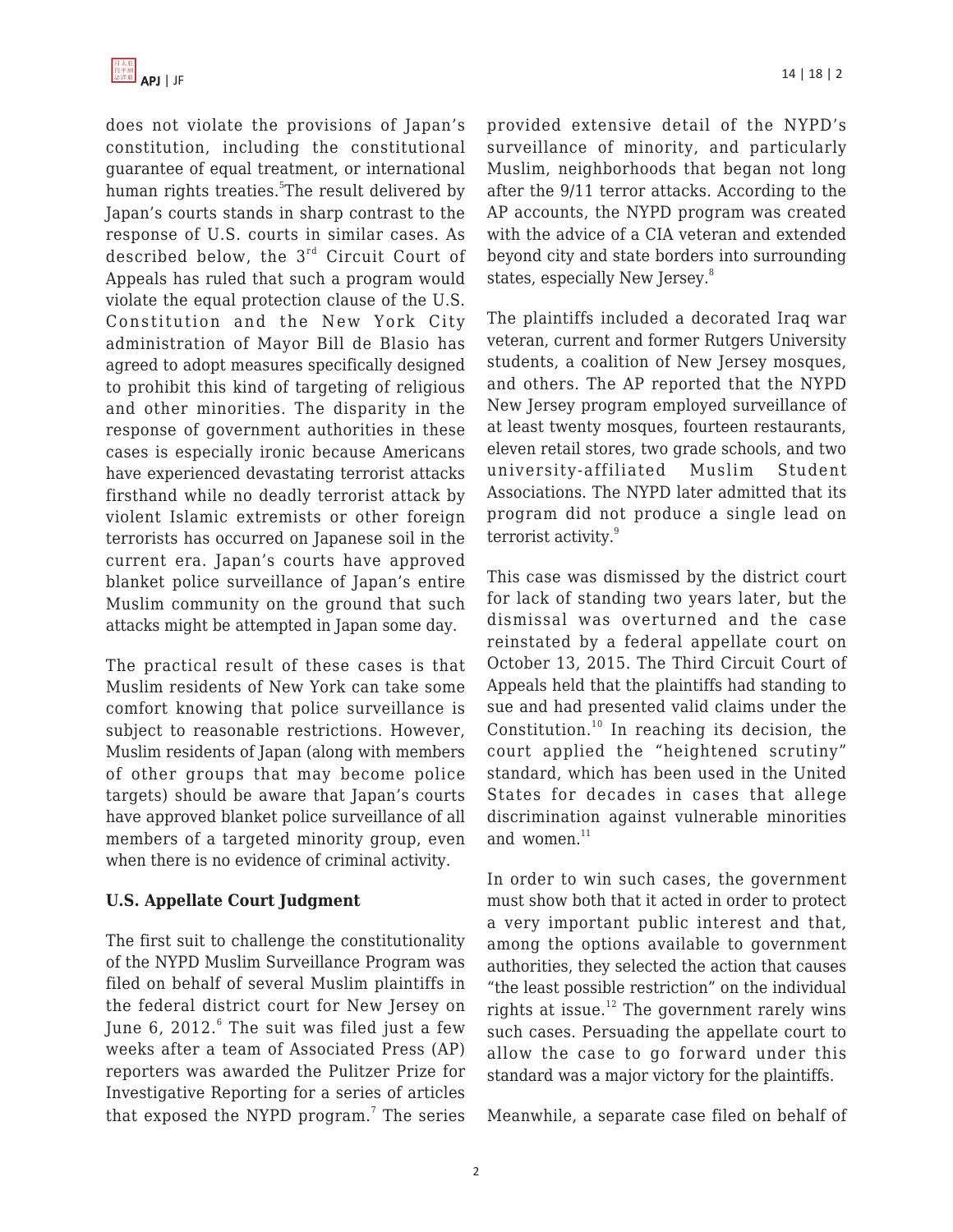does not violate the provisions of Japan's constitution, including the constitutional guarantee of equal treatment, or international human rights treaties.[5] The result delivered by Japan's courts stands in sharp contrast to the response of U.S. courts in similar cases. As described below, the 3rd Circuit Court of Appeals has ruled that such a program would violate the equal protection clause of the U.S. Constitution and the New York City administration of Mayor Bill de Blasio has agreed to adopt measures specifically designed to prohibit this kind of targeting of religious and other minorities. The disparity in the response of government authorities in these cases is especially ironic because Americans have experienced devastating terrorist attacks firsthand while no deadly terrorist attack by violent Islamic extremists or other foreign terrorists has occurred on Japanese soil in the current era. Japan's courts have approved blanket police surveillance of Japan's entire Muslim community on the ground that such attacks might be attempted in Japan some day.

The practical result of these cases is that Muslim residents of New York can take some comfort knowing that police surveillance is subject to reasonable restrictions. However, Muslim residents of Japan (along with members of other groups that may become police targets) should be aware that Japan's courts have approved blanket police surveillance of all members of a targeted minority group, even when there is no evidence of criminal activity.

**U.S. Appellate Court Judgment**

The first suit to challenge the constitutionality of the NYPD Muslim Surveillance Program was filed on behalf of several Muslim plaintiffs in the federal district court for New Jersey on June 6, 2012.[6] The suit was filed just a few weeks after a team of Associated Press (AP) reporters was awarded the Pulitzer Prize for Investigative Reporting for a series of articles that exposed the NYPD program.[7] The series provided extensive detail of the NYPD's surveillance of minority, and particularly Muslim, neighborhoods that began not long after the 9/11 terror attacks. According to the AP accounts, the NYPD program was created with the advice of a CIA veteran and extended beyond city and state borders into surrounding states, especially New Jersey.[8]

The plaintiffs included a decorated Iraq war veteran, current and former Rutgers University students, a coalition of New Jersey mosques, and others. The AP reported that the NYPD New Jersey program employed surveillance of at least twenty mosques, fourteen restaurants, eleven retail stores, two grade schools, and two university-affiliated Muslim Student Associations. The NYPD later admitted that its program did not produce a single lead on terrorist activity.[9]

This case was dismissed by the district court for lack of standing two years later, but the dismissal was overturned and the case reinstated by a federal appellate court on October 13, 2015. The Third Circuit Court of Appeals held that the plaintiffs had standing to sue and had presented valid claims under the Constitution.[10] In reaching its decision, the court applied the "heightened scrutiny" standard, which has been used in the United States for decades in cases that allege discrimination against vulnerable minorities and women.[11]

In order to win such cases, the government must show both that it acted in order to protect a very important public interest and that, among the options available to government authorities, they selected the action that causes "the least possible restriction" on the individual rights at issue.[12] The government rarely wins such cases. Persuading the appellate court to allow the case to go forward under this standard was a major victory for the plaintiffs.

Meanwhile, a separate case filed on behalf of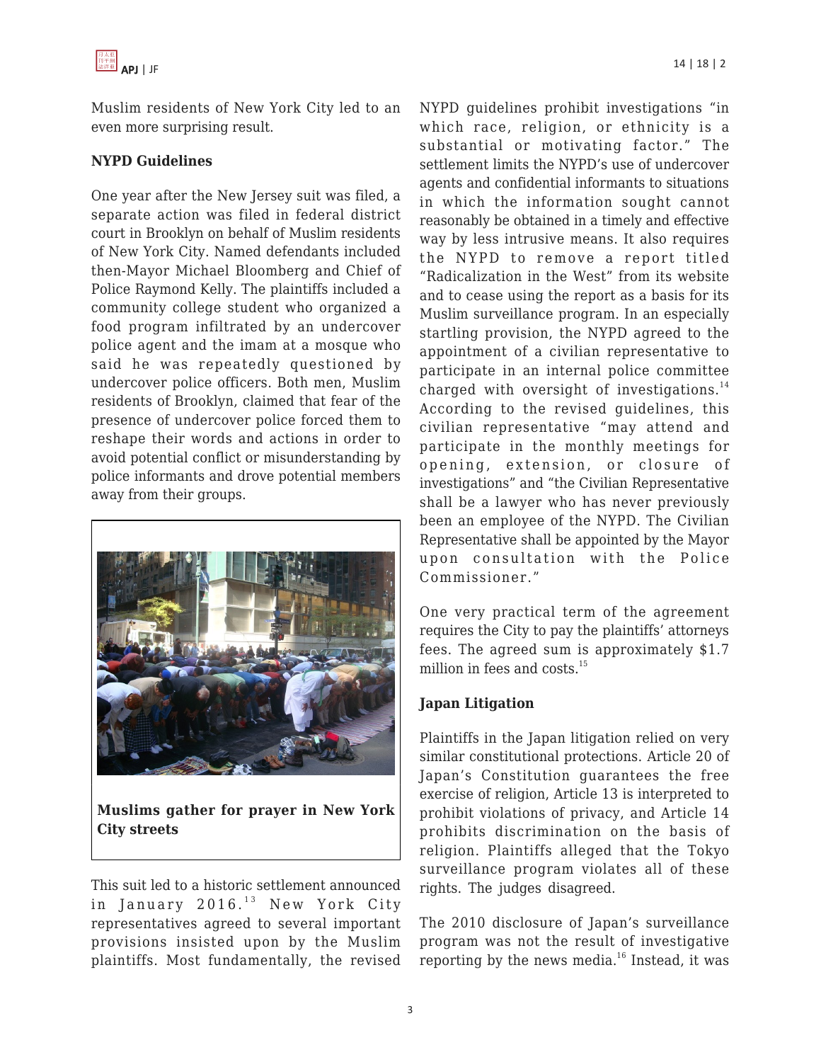Muslim residents of New York City led to an even more surprising result.

**NYPD Guidelines**

One year after the New Jersey suit was filed, a separate action was filed in federal district court in Brooklyn on behalf of Muslim residents of New York City. Named defendants included then-Mayor Michael Bloomberg and Chief of Police Raymond Kelly. The plaintiffs included a community college student who organized a food program infiltrated by an undercover police agent and the imam at a mosque who said he was repeatedly questioned by undercover police officers. Both men, Muslim residents of Brooklyn, claimed that fear of the presence of undercover police forced them to reshape their words and actions in order to avoid potential conflict or misunderstanding by police informants and drove potential members away from their groups.

**Muslims gather for prayer in New York City streets**

This suit led to a historic settlement announced in January 2016.[13] New York City representatives agreed to several important provisions insisted upon by the Muslim plaintiffs. Most fundamentally, the revised NYPD guidelines prohibit investigations "in which race, religion, or ethnicity is a substantial or motivating factor." The settlement limits the NYPD's use of undercover agents and confidential informants to situations in which the information sought cannot reasonably be obtained in a timely and effective way by less intrusive means. It also requires the NYPD to remove a report titled "Radicalization in the West" from its website and to cease using the report as a basis for its Muslim surveillance program. In an especially startling provision, the NYPD agreed to the appointment of a civilian representative to participate in an internal police committee charged with oversight of investigations.[14] According to the revised guidelines, this civilian representative "may attend and participate in the monthly meetings for opening, extension, or closure of investigations" and "the Civilian Representative shall be a lawyer who has never previously been an employee of the NYPD. The Civilian Representative shall be appointed by the Mayor upon consultation with the Police Commissioner."

One very practical term of the agreement requires the City to pay the plaintiffs' attorneys fees. The agreed sum is approximately $1.7 million in fees and costs.[15]

**Japan Litigation**

Plaintiffs in the Japan litigation relied on very similar constitutional protections. Article 20 of Japan's Constitution guarantees the free exercise of religion, Article 13 is interpreted to prohibit violations of privacy, and Article 14 prohibits discrimination on the basis of religion. Plaintiffs alleged that the Tokyo surveillance program violates all of these rights. The judges disagreed.

The 2010 disclosure of Japan's surveillance program was not the result of investigative reporting by the news media.[16] Instead, it was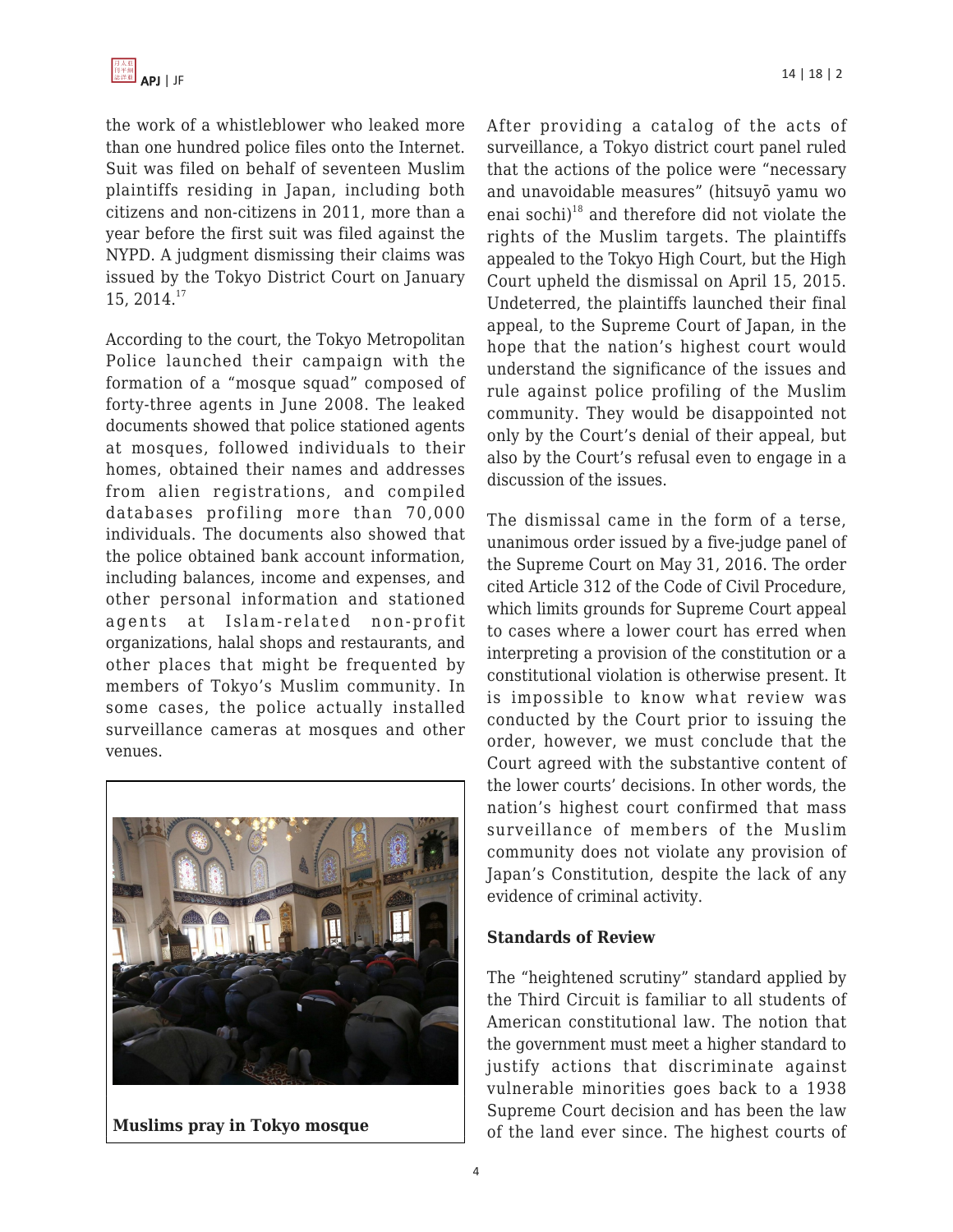the work of a whistleblower who leaked more than one hundred police files onto the Internet. Suit was filed on behalf of seventeen Muslim plaintiffs residing in Japan, including both citizens and non-citizens in 2011, more than a year before the first suit was filed against the NYPD. A judgment dismissing their claims was issued by the Tokyo District Court on January 15, 2014.[17]

According to the court, the Tokyo Metropolitan Police launched their campaign with the formation of a "mosque squad" composed of forty-three agents in June 2008. The leaked documents showed that police stationed agents at mosques, followed individuals to their homes, obtained their names and addresses from alien registrations, and compiled databases profiling more than 70,000 individuals. The documents also showed that the police obtained bank account information, including balances, income and expenses, and other personal information and stationed agents at Islam-related non-profit organizations, halal shops and restaurants, and other places that might be frequented by members of Tokyo's Muslim community. In some cases, the police actually installed surveillance cameras at mosques and other venues.

**Muslims pray in Tokyo mosque**

After providing a catalog of the acts of surveillance, a Tokyo district court panel ruled that the actions of the police were "necessary and unavoidable measures" (hitsuyō yamu wo enai sochi)[18] and therefore did not violate the rights of the Muslim targets. The plaintiffs appealed to the Tokyo High Court, but the High Court upheld the dismissal on April 15, 2015. Undeterred, the plaintiffs launched their final appeal, to the Supreme Court of Japan, in the hope that the nation's highest court would understand the significance of the issues and rule against police profiling of the Muslim community. They would be disappointed not only by the Court's denial of their appeal, but also by the Court's refusal even to engage in a discussion of the issues.

The dismissal came in the form of a terse, unanimous order issued by a five-judge panel of the Supreme Court on May 31, 2016. The order cited Article 312 of the Code of Civil Procedure, which limits grounds for Supreme Court appeal to cases where a lower court has erred when interpreting a provision of the constitution or a constitutional violation is otherwise present. It is impossible to know what review was conducted by the Court prior to issuing the order, however, we must conclude that the Court agreed with the substantive content of the lower courts' decisions. In other words, the nation's highest court confirmed that mass surveillance of members of the Muslim community does not violate any provision of Japan's Constitution, despite the lack of any evidence of criminal activity.

## Standards of Review

The "heightened scrutiny" standard applied by the Third Circuit is familiar to all students of American constitutional law. The notion that the government must meet a higher standard to justify actions that discriminate against vulnerable minorities goes back to a 1938 Supreme Court decision and has been the law of the land ever since. The highest courts of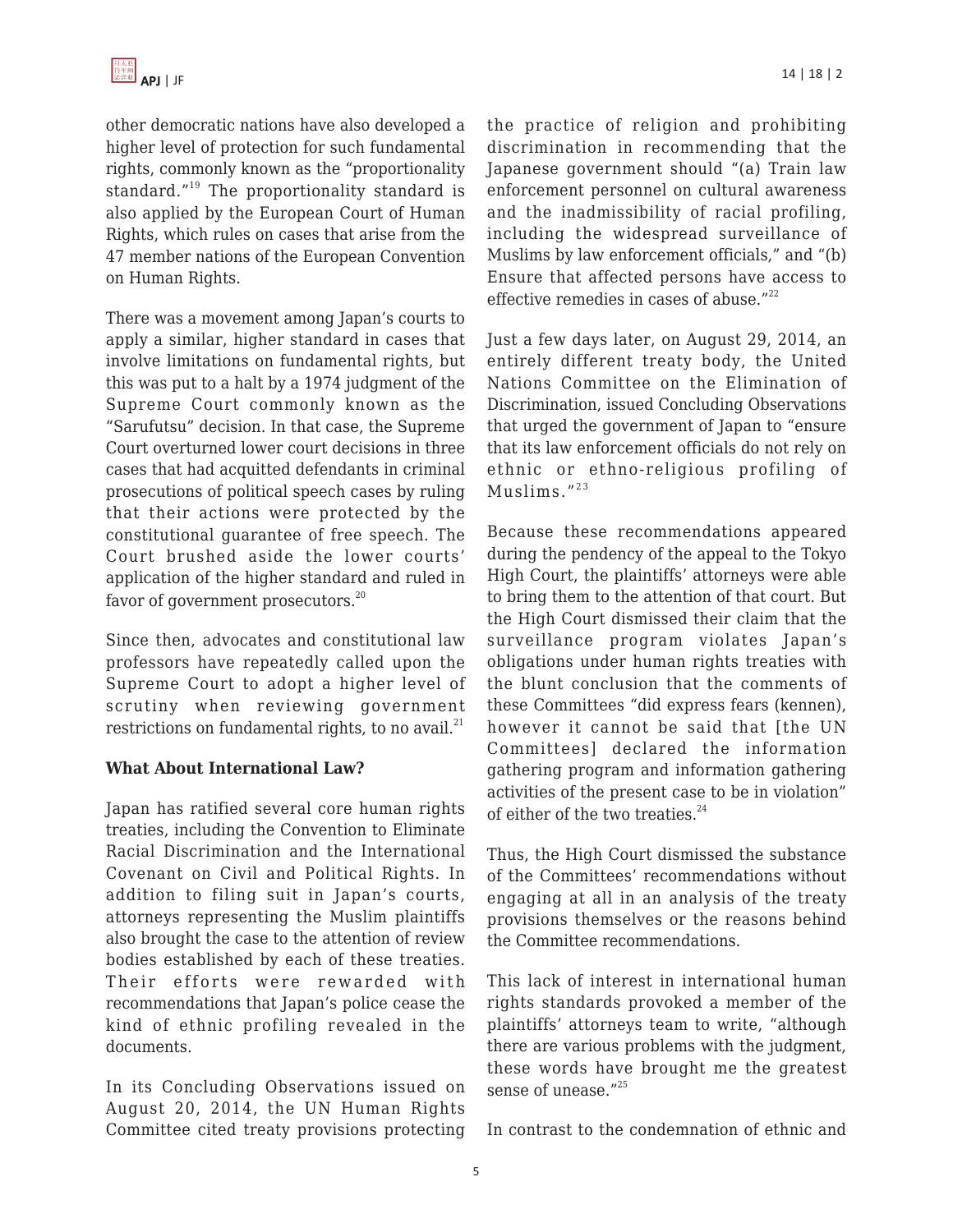other democratic nations have also developed a higher level of protection for such fundamental rights, commonly known as the "proportionality standard."[19] The proportionality standard is also applied by the European Court of Human Rights, which rules on cases that arise from the 47 member nations of the European Convention on Human Rights.

There was a movement among Japan's courts to apply a similar, higher standard in cases that involve limitations on fundamental rights, but this was put to a halt by a 1974 judgment of the Supreme Court commonly known as the "Sarufutsu" decision. In that case, the Supreme Court overturned lower court decisions in three cases that had acquitted defendants in criminal prosecutions of political speech cases by ruling that their actions were protected by the constitutional guarantee of free speech. The Court brushed aside the lower courts' application of the higher standard and ruled in favor of government prosecutors.[20]

Since then, advocates and constitutional law professors have repeatedly called upon the Supreme Court to adopt a higher level of scrutiny when reviewing government restrictions on fundamental rights, to no avail.[21]

**What About International Law?**

Japan has ratified several core human rights treaties, including the Convention to Eliminate Racial Discrimination and the International Covenant on Civil and Political Rights. In addition to filing suit in Japan's courts, attorneys representing the Muslim plaintiffs also brought the case to the attention of review bodies established by each of these treaties. Their efforts were rewarded with recommendations that Japan's police cease the kind of ethnic profiling revealed in the documents.

In its Concluding Observations issued on August 20, 2014, the UN Human Rights Committee cited treaty provisions protecting the practice of religion and prohibiting discrimination in recommending that the Japanese government should "(a) Train law enforcement personnel on cultural awareness and the inadmissibility of racial profiling, including the widespread surveillance of Muslims by law enforcement officials," and "(b) Ensure that affected persons have access to effective remedies in cases of abuse."[22]

Just a few days later, on August 29, 2014, an entirely different treaty body, the United Nations Committee on the Elimination of Discrimination, issued Concluding Observations that urged the government of Japan to "ensure that its law enforcement officials do not rely on ethnic or ethno-religious profiling of Muslims."[23]

Because these recommendations appeared during the pendency of the appeal to the Tokyo High Court, the plaintiffs' attorneys were able to bring them to the attention of that court. But the High Court dismissed their claim that the surveillance program violates Japan's obligations under human rights treaties with the blunt conclusion that the comments of these Committees "did express fears (kennen), however it cannot be said that [the UN Committees] declared the information gathering program and information gathering activities of the present case to be in violation" of either of the two treaties.[24]

Thus, the High Court dismissed the substance of the Committees' recommendations without engaging at all in an analysis of the treaty provisions themselves or the reasons behind the Committee recommendations.

This lack of interest in international human rights standards provoked a member of the plaintiffs' attorneys team to write, "although there are various problems with the judgment, these words have brought me the greatest sense of unease."[25]

In contrast to the condemnation of ethnic and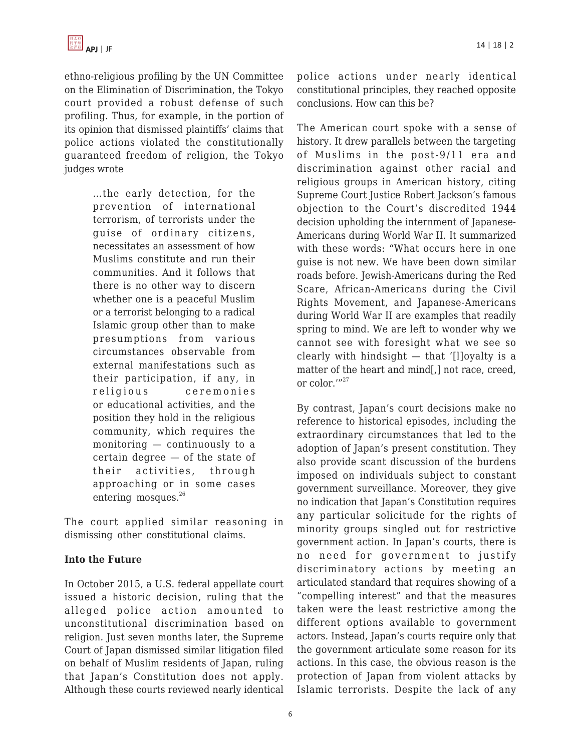ethno-religious profiling by the UN Committee on the Elimination of Discrimination, the Tokyo court provided a robust defense of such profiling. Thus, for example, in the portion of its opinion that dismissed plaintiffs' claims that police actions violated the constitutionally guaranteed freedom of religion, the Tokyo judges wrote

> ...the early detection, for the prevention of international terrorism, of terrorists under the guise of ordinary citizens, necessitates an assessment of how Muslims constitute and run their communities. And it follows that there is no other way to discern whether one is a peaceful Muslim or a terrorist belonging to a radical Islamic group other than to make presumptions from various circumstances observable from external manifestations such as their participation, if any, in religious ceremonies or educational activities, and the position they hold in the religious community, which requires the monitoring — continuously to a certain degree — of the state of their activities, through approaching or in some cases entering mosques.[26]

The court applied similar reasoning in dismissing other constitutional claims.

**Into the Future**

In October 2015, a U.S. federal appellate court issued a historic decision, ruling that the alleged police action amounted to unconstitutional discrimination based on religion. Just seven months later, the Supreme Court of Japan dismissed similar litigation filed on behalf of Muslim residents of Japan, ruling that Japan's Constitution does not apply. Although these courts reviewed nearly identical police actions under nearly identical constitutional principles, they reached opposite conclusions. How can this be?

The American court spoke with a sense of history. It drew parallels between the targeting of Muslims in the post-9/11 era and discrimination against other racial and religious groups in American history, citing Supreme Court Justice Robert Jackson's famous objection to the Court's discredited 1944 decision upholding the internment of Japanese-Americans during World War II. It summarized with these words: "What occurs here in one guise is not new. We have been down similar roads before. Jewish-Americans during the Red Scare, African-Americans during the Civil Rights Movement, and Japanese-Americans during World War II are examples that readily spring to mind. We are left to wonder why we cannot see with foresight what we see so clearly with hindsight — that '[l]oyalty is a matter of the heart and mind[,] not race, creed, or color.'"[27]

By contrast, Japan's court decisions make no reference to historical episodes, including the extraordinary circumstances that led to the adoption of Japan's present constitution. They also provide scant discussion of the burdens imposed on individuals subject to constant government surveillance. Moreover, they give no indication that Japan's Constitution requires any particular solicitude for the rights of minority groups singled out for restrictive government action. In Japan's courts, there is no need for government to justify discriminatory actions by meeting an articulated standard that requires showing of a "compelling interest" and that the measures taken were the least restrictive among the different options available to government actors. Instead, Japan's courts require only that the government articulate some reason for its actions. In this case, the obvious reason is the protection of Japan from violent attacks by Islamic terrorists. Despite the lack of any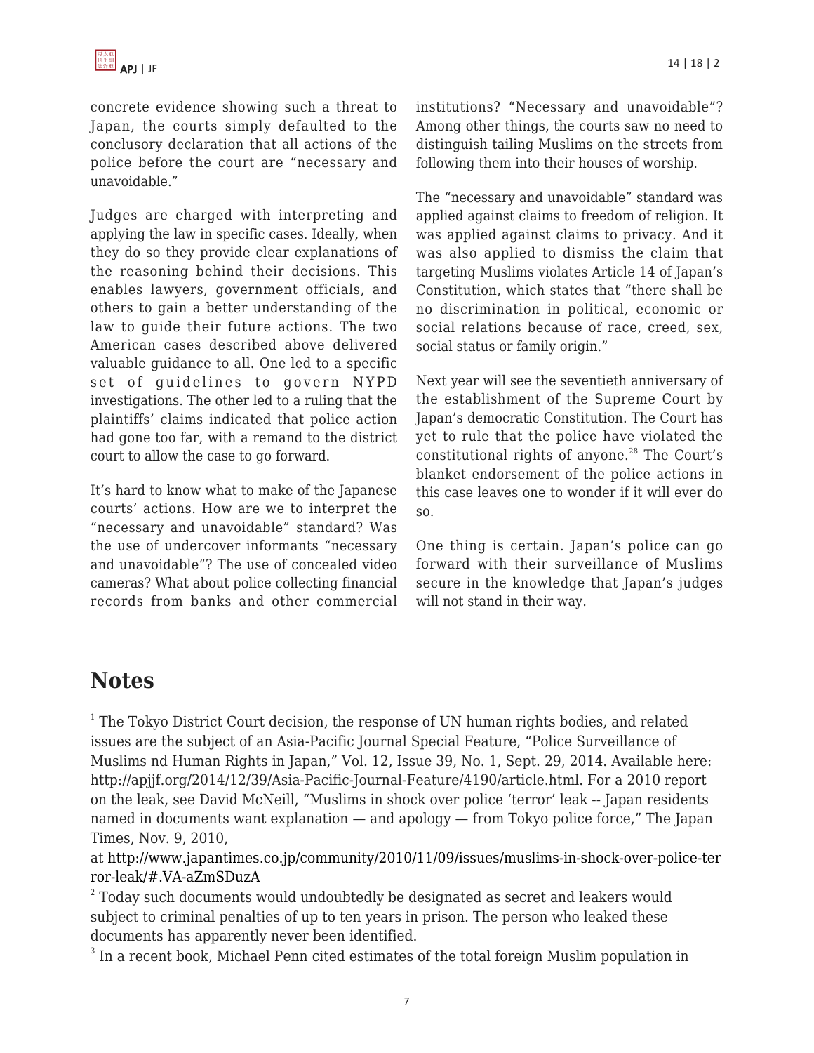concrete evidence showing such a threat to Japan, the courts simply defaulted to the conclusory declaration that all actions of the police before the court are "necessary and unavoidable."

Judges are charged with interpreting and applying the law in specific cases. Ideally, when they do so they provide clear explanations of the reasoning behind their decisions. This enables lawyers, government officials, and others to gain a better understanding of the law to guide their future actions. The two American cases described above delivered valuable guidance to all. One led to a specific set of guidelines to govern NYPD investigations. The other led to a ruling that the plaintiffs' claims indicated that police action had gone too far, with a remand to the district court to allow the case to go forward.

It's hard to know what to make of the Japanese courts' actions. How are we to interpret the "necessary and unavoidable" standard? Was the use of undercover informants "necessary and unavoidable"? The use of concealed video cameras? What about police collecting financial records from banks and other commercial institutions? "Necessary and unavoidable"? Among other things, the courts saw no need to distinguish tailing Muslims on the streets from following them into their houses of worship.

The "necessary and unavoidable" standard was applied against claims to freedom of religion. It was applied against claims to privacy. And it was also applied to dismiss the claim that targeting Muslims violates Article 14 of Japan's Constitution, which states that "there shall be no discrimination in political, economic or social relations because of race, creed, sex, social status or family origin."

Next year will see the seventieth anniversary of the establishment of the Supreme Court by Japan's democratic Constitution. The Court has yet to rule that the police have violated the constitutional rights of anyone.[28] The Court's blanket endorsement of the police actions in this case leaves one to wonder if it will ever do so.

One thing is certain. Japan's police can go forward with their surveillance of Muslims secure in the knowledge that Japan's judges will not stand in their way.

# Notes

[1] The Tokyo District Court decision, the response of UN human rights bodies, and related issues are the subject of an Asia-Pacific Journal Special Feature, "Police Surveillance of Muslims nd Human Rights in Japan," Vol. 12, Issue 39, No. 1, Sept. 29, 2014. Available here: http://apjjf.org/2014/12/39/Asia-Pacific-Journal-Feature/4190/article.html. For a 2010 report on the leak, see David McNeill, "Muslims in shock over police 'terror' leak -- Japan residents named in documents want explanation — and apology — from Tokyo police force," The Japan Times, Nov. 9, 2010, at http://www.japantimes.co.jp/community/2010/11/09/issues/muslims-in-shock-over-police-terror-leak/#.VA-aZmSDuzA

[2] Today such documents would undoubtedly be designated as secret and leakers would subject to criminal penalties of up to ten years in prison. The person who leaked these documents has apparently never been identified.

[3] In a recent book, Michael Penn cited estimates of the total foreign Muslim population in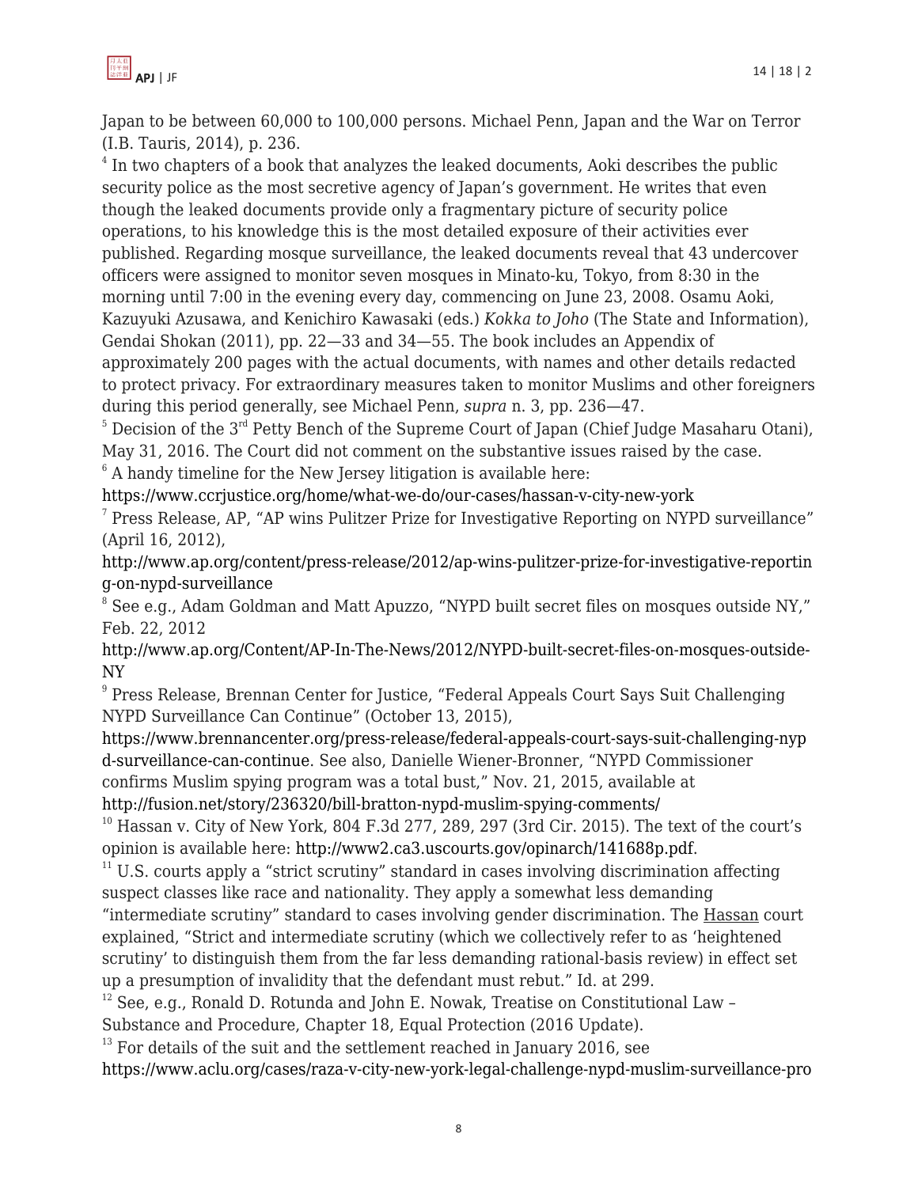Japan to be between 60,000 to 100,000 persons. Michael Penn, Japan and the War on Terror (I.B. Tauris, 2014), p. 236.

[4] In two chapters of a book that analyzes the leaked documents, Aoki describes the public security police as the most secretive agency of Japan's government. He writes that even though the leaked documents provide only a fragmentary picture of security police operations, to his knowledge this is the most detailed exposure of their activities ever published. Regarding mosque surveillance, the leaked documents reveal that 43 undercover officers were assigned to monitor seven mosques in Minato-ku, Tokyo, from 8:30 in the morning until 7:00 in the evening every day, commencing on June 23, 2008. Osamu Aoki, Kazuyuki Azusawa, and Kenichiro Kawasaki (eds.) *Kokka to Joho* (The State and Information), Gendai Shokan (2011), pp. 22—33 and 34—55. The book includes an Appendix of approximately 200 pages with the actual documents, with names and other details redacted to protect privacy. For extraordinary measures taken to monitor Muslims and other foreigners during this period generally, see Michael Penn, *supra* n. 3, pp. 236—47.

[5] Decision of the 3rd Petty Bench of the Supreme Court of Japan (Chief Judge Masaharu Otani), May 31, 2016. The Court did not comment on the substantive issues raised by the case.

[6] A handy timeline for the New Jersey litigation is available here: https://www.ccrjustice.org/home/what-we-do/our-cases/hassan-v-city-new-york

[7] Press Release, AP, "AP wins Pulitzer Prize for Investigative Reporting on NYPD surveillance" (April 16, 2012), http://www.ap.org/content/press-release/2012/ap-wins-pulitzer-prize-for-investigative-reporting-on-nypd-surveillance

[8] See e.g., Adam Goldman and Matt Apuzzo, "NYPD built secret files on mosques outside NY," Feb. 22, 2012 http://www.ap.org/Content/AP-In-The-News/2012/NYPD-built-secret-files-on-mosques-outside-NY

[9] Press Release, Brennan Center for Justice, "Federal Appeals Court Says Suit Challenging NYPD Surveillance Can Continue" (October 13, 2015), https://www.brennancenter.org/press-release/federal-appeals-court-says-suit-challenging-nypd-surveillance-can-continue. See also, Danielle Wiener-Bronner, "NYPD Commissioner confirms Muslim spying program was a total bust," Nov. 21, 2015, available at http://fusion.net/story/236320/bill-bratton-nypd-muslim-spying-comments/

[10] Hassan v. City of New York, 804 F.3d 277, 289, 297 (3rd Cir. 2015). The text of the court's opinion is available here: http://www2.ca3.uscourts.gov/opinarch/141688p.pdf.

[11] U.S. courts apply a "strict scrutiny" standard in cases involving discrimination affecting suspect classes like race and nationality. They apply a somewhat less demanding "intermediate scrutiny" standard to cases involving gender discrimination. The Hassan court explained, "Strict and intermediate scrutiny (which we collectively refer to as 'heightened scrutiny' to distinguish them from the far less demanding rational-basis review) in effect set up a presumption of invalidity that the defendant must rebut." Id. at 299.

[12] See, e.g., Ronald D. Rotunda and John E. Nowak, Treatise on Constitutional Law – Substance and Procedure, Chapter 18, Equal Protection (2016 Update).

[13] For details of the suit and the settlement reached in January 2016, see https://www.aclu.org/cases/raza-v-city-new-york-legal-challenge-nypd-muslim-surveillance-pro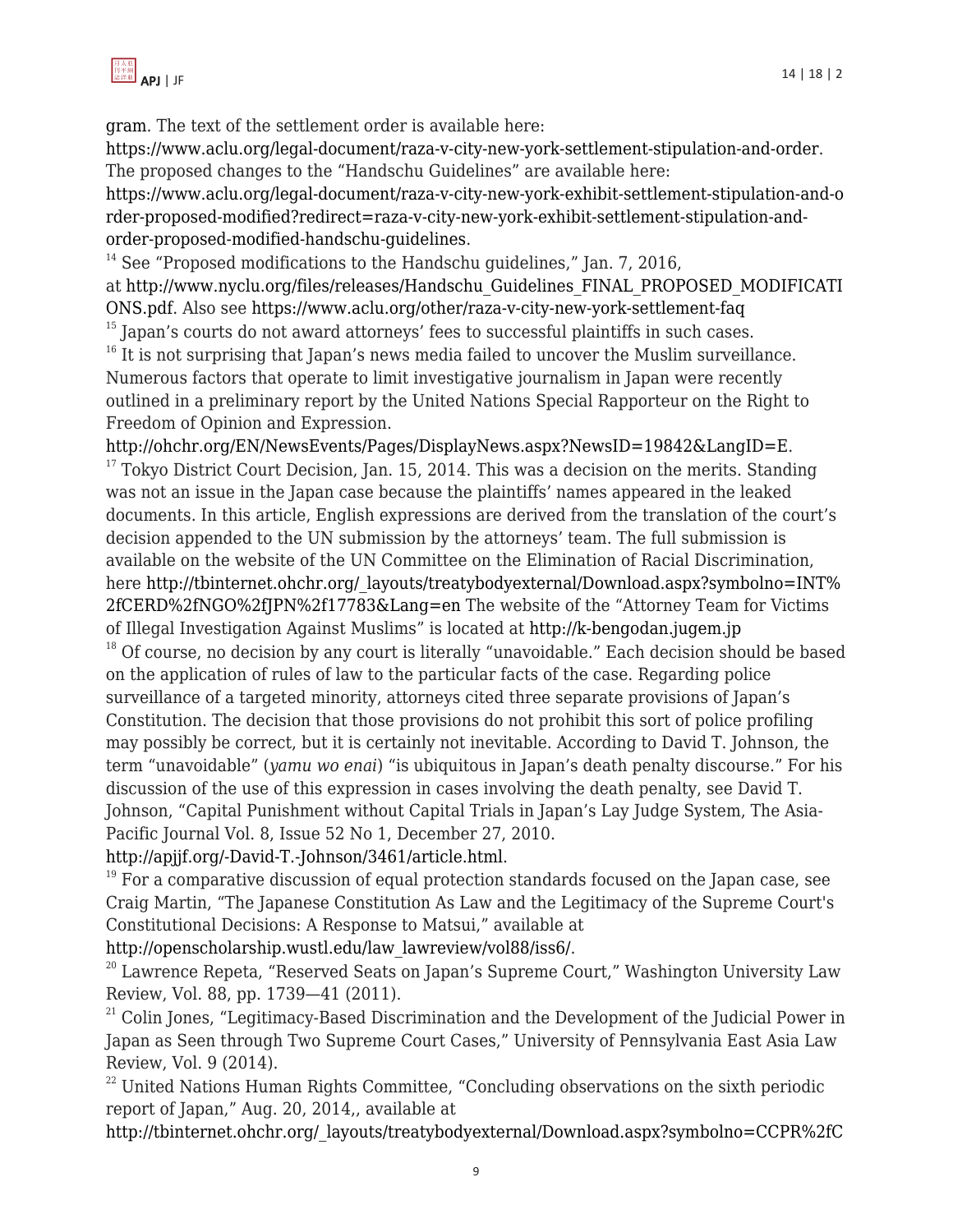gram. The text of the settlement order is available here: https://www.aclu.org/legal-document/raza-v-city-new-york-settlement-stipulation-and-order. The proposed changes to the "Handschu Guidelines" are available here: https://www.aclu.org/legal-document/raza-v-city-new-york-exhibit-settlement-stipulation-and-order-proposed-modified?redirect=raza-v-city-new-york-exhibit-settlement-stipulation-and-order-proposed-modified-handschu-guidelines.

[14] See "Proposed modifications to the Handschu guidelines," Jan. 7, 2016, at http://www.nyclu.org/files/releases/Handschu_Guidelines_FINAL_PROPOSED_MODIFICATIONS.pdf. Also see https://www.aclu.org/other/raza-v-city-new-york-settlement-faq

[15] Japan's courts do not award attorneys' fees to successful plaintiffs in such cases.

[16] It is not surprising that Japan's news media failed to uncover the Muslim surveillance. Numerous factors that operate to limit investigative journalism in Japan were recently outlined in a preliminary report by the United Nations Special Rapporteur on the Right to Freedom of Opinion and Expression. http://ohchr.org/EN/NewsEvents/Pages/DisplayNews.aspx?NewsID=19842&LangID=E.

[17] Tokyo District Court Decision, Jan. 15, 2014. This was a decision on the merits. Standing was not an issue in the Japan case because the plaintiffs' names appeared in the leaked documents. In this article, English expressions are derived from the translation of the court's decision appended to the UN submission by the attorneys' team. The full submission is available on the website of the UN Committee on the Elimination of Racial Discrimination, here http://tbinternet.ohchr.org/_layouts/treatybodyexternal/Download.aspx?symbolno=INT%2fCERD%2fNGO%2fJPN%2f17783&Lang=en The website of the "Attorney Team for Victims of Illegal Investigation Against Muslims" is located at http://k-bengodan.jugem.jp

[18] Of course, no decision by any court is literally "unavoidable." Each decision should be based on the application of rules of law to the particular facts of the case. Regarding police surveillance of a targeted minority, attorneys cited three separate provisions of Japan's Constitution. The decision that those provisions do not prohibit this sort of police profiling may possibly be correct, but it is certainly not inevitable. According to David T. Johnson, the term "unavoidable" (*yamu wo enai*) "is ubiquitous in Japan's death penalty discourse." For his discussion of the use of this expression in cases involving the death penalty, see David T. Johnson, "Capital Punishment without Capital Trials in Japan's Lay Judge System, The Asia-Pacific Journal Vol. 8, Issue 52 No 1, December 27, 2010. http://apjjf.org/-David-T.-Johnson/3461/article.html.

[19] For a comparative discussion of equal protection standards focused on the Japan case, see Craig Martin, "The Japanese Constitution As Law and the Legitimacy of the Supreme Court's Constitutional Decisions: A Response to Matsui," available at http://openscholarship.wustl.edu/law_lawreview/vol88/iss6/.

[20] Lawrence Repeta, "Reserved Seats on Japan's Supreme Court," Washington University Law Review, Vol. 88, pp. 1739—41 (2011).

[21] Colin Jones, "Legitimacy-Based Discrimination and the Development of the Judicial Power in Japan as Seen through Two Supreme Court Cases," University of Pennsylvania East Asia Law Review, Vol. 9 (2014).

[22] United Nations Human Rights Committee, "Concluding observations on the sixth periodic report of Japan," Aug. 20, 2014,, available at http://tbinternet.ohchr.org/_layouts/treatybodyexternal/Download.aspx?symbolno=CCPR%2fC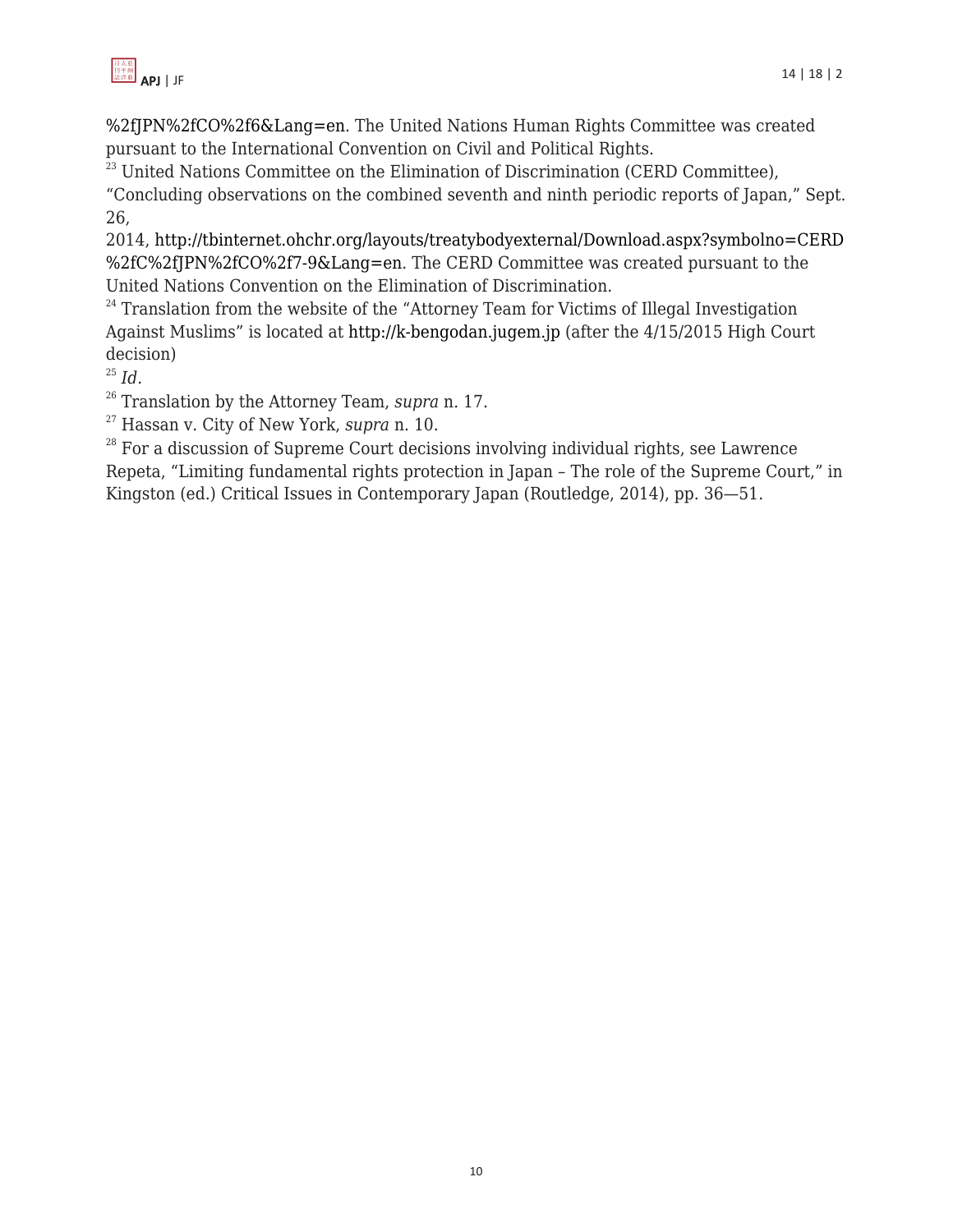%2fJPN%2fCO%2f6&Lang=en. The United Nations Human Rights Committee was created pursuant to the International Convention on Civil and Political Rights.

[23] United Nations Committee on the Elimination of Discrimination (CERD Committee), "Concluding observations on the combined seventh and ninth periodic reports of Japan," Sept. 26, 2014, http://tbinternet.ohchr.org/layouts/treatybodyexternal/Download.aspx?symbolno=CERD%2fC%2fJPN%2fCO%2f7-9&Lang=en. The CERD Committee was created pursuant to the United Nations Convention on the Elimination of Discrimination.

[24] Translation from the website of the "Attorney Team for Victims of Illegal Investigation Against Muslims" is located at http://k-bengodan.jugem.jp (after the 4/15/2015 High Court decision)

[25] *Id*.

[26] Translation by the Attorney Team, *supra* n. 17.

[27] Hassan v. City of New York, *supra* n. 10.

[28] For a discussion of Supreme Court decisions involving individual rights, see Lawrence Repeta, "Limiting fundamental rights protection in Japan – The role of the Supreme Court," in Kingston (ed.) Critical Issues in Contemporary Japan (Routledge, 2014), pp. 36—51.